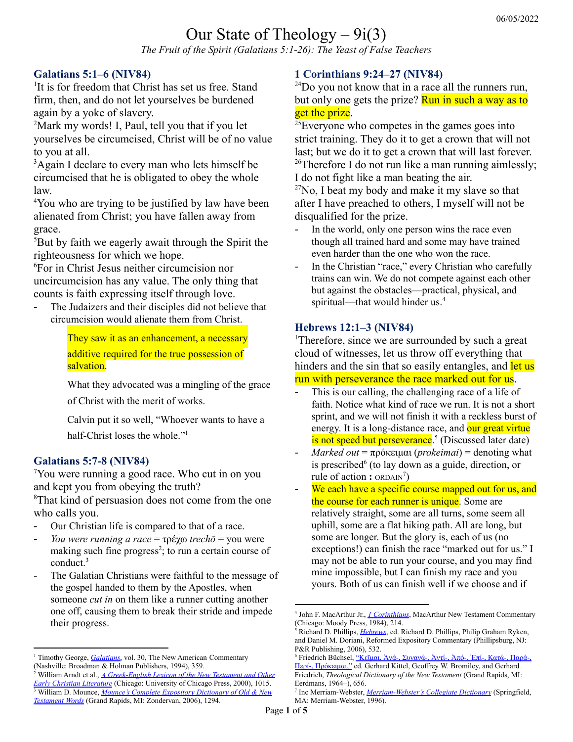06/05/2022

# Our State of Theology – 9i(3)

*The Fruit of the Spirit (Galatians 5:1-26): The Yeast of False Teachers*

## Galatians 5:1–6 (NIV84)

[1]It is for freedom that Christ has set us free. Stand firm, then, and do not let yourselves be burdened again by a yoke of slavery.
[2]Mark my words! I, Paul, tell you that if you let yourselves be circumcised, Christ will be of no value to you at all.
[3]Again I declare to every man who lets himself be circumcised that he is obligated to obey the whole law.
[4]You who are trying to be justified by law have been alienated from Christ; you have fallen away from grace.
[5]But by faith we eagerly await through the Spirit the righteousness for which we hope.
[6]For in Christ Jesus neither circumcision nor uncircumcision has any value. The only thing that counts is faith expressing itself through love.

- The Judaizers and their disciples did not believe that circumcision would alienate them from Christ.

  > They saw it as an enhancement, a necessary additive required for the true possession of salvation.
  >
  > What they advocated was a mingling of the grace of Christ with the merit of works.
  >
  > Calvin put it so well, "Whoever wants to have a half-Christ loses the whole."[1]

## Galatians 5:7-8 (NIV84)

[7]You were running a good race. Who cut in on you and kept you from obeying the truth?
[8]That kind of persuasion does not come from the one who calls you.

- Our Christian life is compared to that of a race.
- *You were running a race* = τρέχω *trechō* = you were making such fine progress[2]; to run a certain course of conduct.[3]
- The Galatian Christians were faithful to the message of the gospel handed to them by the Apostles, when someone *cut in* on them like a runner cutting another one off, causing them to break their stride and impede their progress.

## 1 Corinthians 9:24–27 (NIV84)

[24]Do you not know that in a race all the runners run, but only one gets the prize? Run in such a way as to get the prize.
[25]Everyone who competes in the games goes into strict training. They do it to get a crown that will not last; but we do it to get a crown that will last forever.
[26]Therefore I do not run like a man running aimlessly; I do not fight like a man beating the air.
[27]No, I beat my body and make it my slave so that after I have preached to others, I myself will not be disqualified for the prize.

- In the world, only one person wins the race even though all trained hard and some may have trained even harder than the one who won the race.
- In the Christian "race," every Christian who carefully trains can win. We do not compete against each other but against the obstacles—practical, physical, and spiritual—that would hinder us.[4]

## Hebrews 12:1–3 (NIV84)

[1]Therefore, since we are surrounded by such a great cloud of witnesses, let us throw off everything that hinders and the sin that so easily entangles, and let us run with perseverance the race marked out for us.

- This is our calling, the challenging race of a life of faith. Notice what kind of race we run. It is not a short sprint, and we will not finish it with a reckless burst of energy. It is a long-distance race, and our great virtue is not speed but perseverance.[5] (Discussed later date)
- *Marked out* = πρόκειμαι (*prokeimai*) = denoting what is prescribed[6] (to lay down as a guide, direction, or rule of action **:** ORDAIN[7])
- We each have a specific course mapped out for us, and the course for each runner is unique. Some are relatively straight, some are all turns, some seem all uphill, some are a flat hiking path. All are long, but some are longer. But the glory is, each of us (no exceptions!) can finish the race "marked out for us." I may not be able to run your course, and you may find mine impossible, but I can finish my race and you yours. Both of us can finish well if we choose and if

---

[1] Timothy George, *Galatians*, vol. 30, The New American Commentary (Nashville: Broadman & Holman Publishers, 1994), 359.
[2] William Arndt et al., *A Greek-English Lexicon of the New Testament and Other Early Christian Literature* (Chicago: University of Chicago Press, 2000), 1015.
[3] William D. Mounce, *Mounce's Complete Expository Dictionary of Old & New Testament Words* (Grand Rapids, MI: Zondervan, 2006), 1294.
[4] John F. MacArthur Jr., *1 Corinthians*, MacArthur New Testament Commentary (Chicago: Moody Press, 1984), 214.
[5] Richard D. Phillips, *Hebrews*, ed. Richard D. Phillips, Philip Graham Ryken, and Daniel M. Doriani, Reformed Expository Commentary (Phillipsburg, NJ: P&R Publishing, 2006), 532.
[6] Friedrich Büchsel, "Κεῖμαι, Ἀνά-, Συνανά-, Ἀντί-, Ἀπό-, Ἐπί-, Κατά-, Παρά-, Περί-, Πρόκειμαι," ed. Gerhard Kittel, Geoffrey W. Bromiley, and Gerhard Friedrich, *Theological Dictionary of the New Testament* (Grand Rapids, MI: Eerdmans, 1964–), 656.
[7] Inc Merriam-Webster, *Merriam-Webster's Collegiate Dictionary* (Springfield, MA: Merriam-Webster, 1996).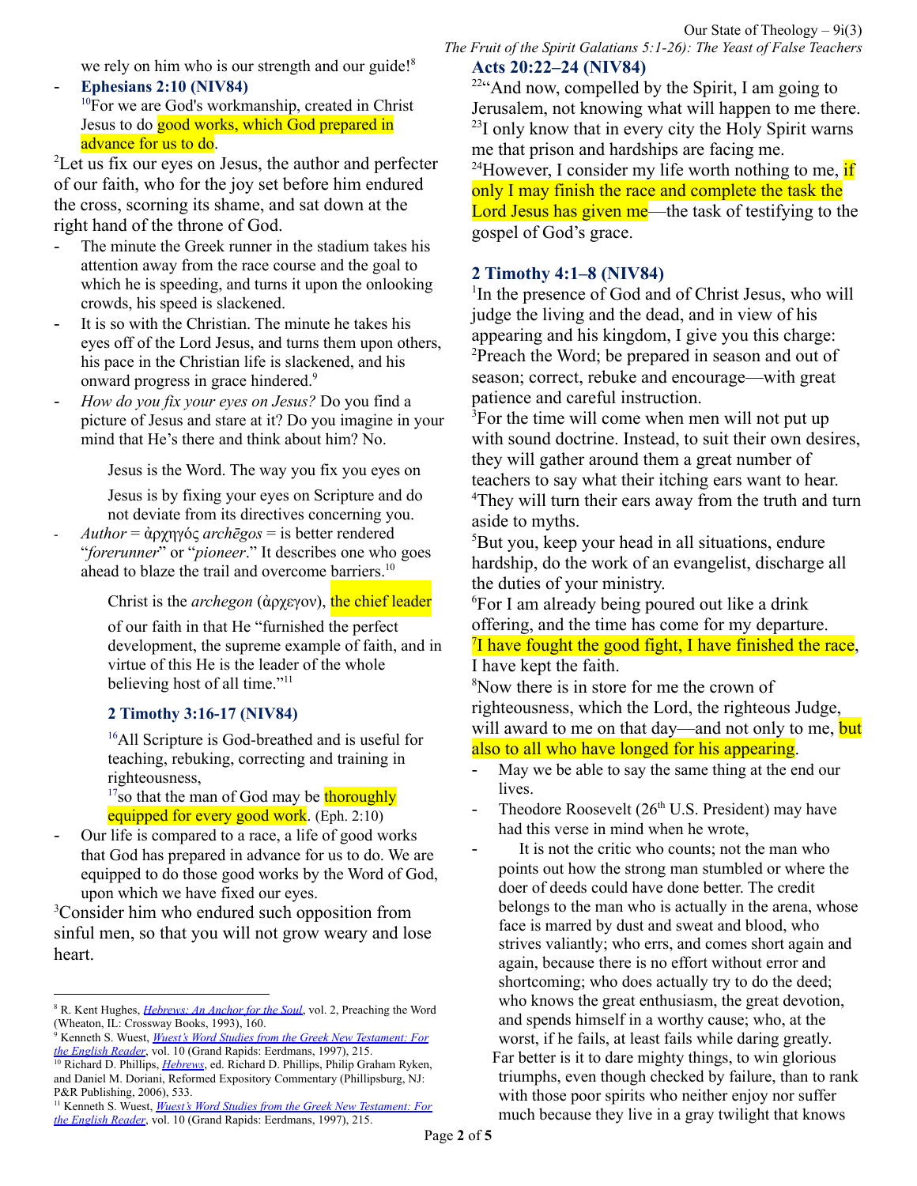we rely on him who is our strength and our guide![8]

- **Ephesians 2:10 (NIV84)**
  [10]For we are God's workmanship, created in Christ Jesus to do good works, which God prepared in advance for us to do.

[2]Let us fix our eyes on Jesus, the author and perfecter of our faith, who for the joy set before him endured the cross, scorning its shame, and sat down at the right hand of the throne of God.

- The minute the Greek runner in the stadium takes his attention away from the race course and the goal to which he is speeding, and turns it upon the onlooking crowds, his speed is slackened.
- It is so with the Christian. The minute he takes his eyes off of the Lord Jesus, and turns them upon others, his pace in the Christian life is slackened, and his onward progress in grace hindered.[9]
- *How do you fix your eyes on Jesus?* Do you find a picture of Jesus and stare at it? Do you imagine in your mind that He's there and think about him? No.

  Jesus is the Word. The way you fix you eyes on Jesus is by fixing your eyes on Scripture and do not deviate from its directives concerning you.

- *Author* = ἀρχηγός *archēgos* = is better rendered "*forerunner*" or "*pioneer*." It describes one who goes ahead to blaze the trail and overcome barriers.[10]

  Christ is the *archegon* (ἀρχεγον), the chief leader of our faith in that He "furnished the perfect development, the supreme example of faith, and in virtue of this He is the leader of the whole believing host of all time."[11]

  **2 Timothy 3:16-17 (NIV84)**

  [16]All Scripture is God-breathed and is useful for teaching, rebuking, correcting and training in righteousness,
  [17]so that the man of God may be thoroughly equipped for every good work. (Eph. 2:10)

- Our life is compared to a race, a life of good works that God has prepared in advance for us to do. We are equipped to do those good works by the Word of God, upon which we have fixed our eyes.

[3]Consider him who endured such opposition from sinful men, so that you will not grow weary and lose heart.

**Acts 20:22–24 (NIV84)**

[22]"And now, compelled by the Spirit, I am going to Jerusalem, not knowing what will happen to me there. [23]I only know that in every city the Holy Spirit warns me that prison and hardships are facing me. [24]However, I consider my life worth nothing to me, if only I may finish the race and complete the task the Lord Jesus has given me—the task of testifying to the gospel of God's grace.

**2 Timothy 4:1–8 (NIV84)**

[1]In the presence of God and of Christ Jesus, who will judge the living and the dead, and in view of his appearing and his kingdom, I give you this charge:
[2]Preach the Word; be prepared in season and out of season; correct, rebuke and encourage—with great patience and careful instruction.
[3]For the time will come when men will not put up with sound doctrine. Instead, to suit their own desires, they will gather around them a great number of teachers to say what their itching ears want to hear.
[4]They will turn their ears away from the truth and turn aside to myths.
[5]But you, keep your head in all situations, endure hardship, do the work of an evangelist, discharge all the duties of your ministry.
[6]For I am already being poured out like a drink offering, and the time has come for my departure.
[7]I have fought the good fight, I have finished the race, I have kept the faith.
[8]Now there is in store for me the crown of righteousness, which the Lord, the righteous Judge, will award to me on that day—and not only to me, but also to all who have longed for his appearing.

- May we be able to say the same thing at the end our lives.
- Theodore Roosevelt (26th U.S. President) may have had this verse in mind when he wrote,
- It is not the critic who counts; not the man who points out how the strong man stumbled or where the doer of deeds could have done better. The credit belongs to the man who is actually in the arena, whose face is marred by dust and sweat and blood, who strives valiantly; who errs, and comes short again and again, because there is no effort without error and shortcoming; who does actually try to do the deed; who knows the great enthusiasm, the great devotion, and spends himself in a worthy cause; who, at the worst, if he fails, at least fails while daring greatly.
  Far better is it to dare mighty things, to win glorious triumphs, even though checked by failure, than to rank with those poor spirits who neither enjoy nor suffer much because they live in a gray twilight that knows

---

[8] R. Kent Hughes, *Hebrews: An Anchor for the Soul*, vol. 2, Preaching the Word (Wheaton, IL: Crossway Books, 1993), 160.
[9] Kenneth S. Wuest, *Wuest's Word Studies from the Greek New Testament: For the English Reader*, vol. 10 (Grand Rapids: Eerdmans, 1997), 215.
[10] Richard D. Phillips, *Hebrews*, ed. Richard D. Phillips, Philip Graham Ryken, and Daniel M. Doriani, Reformed Expository Commentary (Phillipsburg, NJ: P&R Publishing, 2006), 533.
[11] Kenneth S. Wuest, *Wuest's Word Studies from the Greek New Testament: For the English Reader*, vol. 10 (Grand Rapids: Eerdmans, 1997), 215.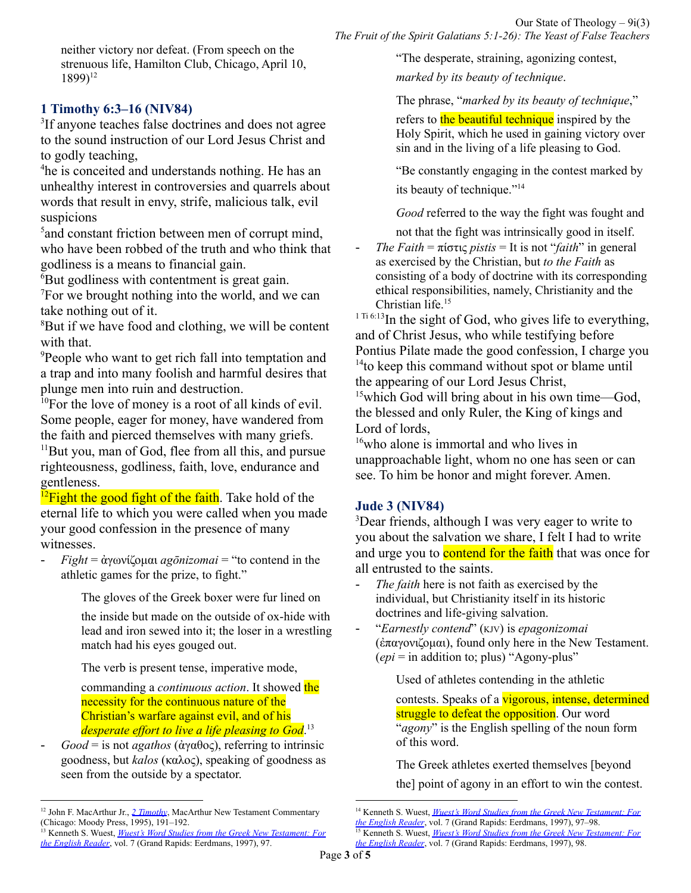neither victory nor defeat. (From speech on the strenuous life, Hamilton Club, Chicago, April 10, 1899)[12]

### 1 Timothy 6:3–16 (NIV84)

[3]If anyone teaches false doctrines and does not agree to the sound instruction of our Lord Jesus Christ and to godly teaching,

[4]he is conceited and understands nothing. He has an unhealthy interest in controversies and quarrels about words that result in envy, strife, malicious talk, evil suspicions

[5]and constant friction between men of corrupt mind, who have been robbed of the truth and who think that godliness is a means to financial gain.

[6]But godliness with contentment is great gain.

[7]For we brought nothing into the world, and we can take nothing out of it.

[8]But if we have food and clothing, we will be content with that.

[9]People who want to get rich fall into temptation and a trap and into many foolish and harmful desires that plunge men into ruin and destruction.

[10]For the love of money is a root of all kinds of evil. Some people, eager for money, have wandered from the faith and pierced themselves with many griefs.

[11]But you, man of God, flee from all this, and pursue righteousness, godliness, faith, love, endurance and gentleness.

[12]Fight the good fight of the faith. Take hold of the eternal life to which you were called when you made your good confession in the presence of many witnesses.

- *Fight* = ἀγωνίζομαι *agōnizomai* = "to contend in the athletic games for the prize, to fight."

  The gloves of the Greek boxer were fur lined on the inside but made on the outside of ox-hide with lead and iron sewed into it; the loser in a wrestling match had his eyes gouged out.

  The verb is present tense, imperative mode, commanding a *continuous action*. It showed the necessity for the continuous nature of the Christian's warfare against evil, and of his *desperate effort to live a life pleasing to God*.[13]

- *Good* = is not *agathos* (ἀγαθος), referring to intrinsic goodness, but *kalos* (καλος), speaking of goodness as seen from the outside by a spectator.

  "The desperate, straining, agonizing contest, *marked by its beauty of technique*.

  The phrase, "*marked by its beauty of technique*," refers to the beautiful technique inspired by the Holy Spirit, which he used in gaining victory over sin and in the living of a life pleasing to God.

  "Be constantly engaging in the contest marked by its beauty of technique."[14]

  *Good* referred to the way the fight was fought and not that the fight was intrinsically good in itself.

- *The Faith* = πίστις *pistis* = It is not "*faith*" in general as exercised by the Christian, but *to the Faith* as consisting of a body of doctrine with its corresponding ethical responsibilities, namely, Christianity and the Christian life.[15]

[1 Ti 6:13]In the sight of God, who gives life to everything, and of Christ Jesus, who while testifying before Pontius Pilate made the good confession, I charge you

[14]to keep this command without spot or blame until the appearing of our Lord Jesus Christ,

[15]which God will bring about in his own time—God, the blessed and only Ruler, the King of kings and Lord of lords,

[16]who alone is immortal and who lives in unapproachable light, whom no one has seen or can see. To him be honor and might forever. Amen.

### Jude 3 (NIV84)

[3]Dear friends, although I was very eager to write to you about the salvation we share, I felt I had to write and urge you to contend for the faith that was once for all entrusted to the saints.

- *The faith* here is not faith as exercised by the individual, but Christianity itself in its historic doctrines and life-giving salvation.
- "*Earnestly contend*" (KJV) is *epagonizomai* (ἐπαγονιζομαι), found only here in the New Testament. (*epi* = in addition to; plus) "Agony-plus"

  Used of athletes contending in the athletic contests. Speaks of a vigorous, intense, determined struggle to defeat the opposition. Our word "*agony*" is the English spelling of the noun form of this word.

  The Greek athletes exerted themselves [beyond the] point of agony in an effort to win the contest.

---

[12] John F. MacArthur Jr., *2 Timothy*, MacArthur New Testament Commentary (Chicago: Moody Press, 1995), 191–192.

[13] Kenneth S. Wuest, *Wuest's Word Studies from the Greek New Testament: For the English Reader*, vol. 7 (Grand Rapids: Eerdmans, 1997), 97.

[14] Kenneth S. Wuest, *Wuest's Word Studies from the Greek New Testament: For the English Reader*, vol. 7 (Grand Rapids: Eerdmans, 1997), 97–98.

[15] Kenneth S. Wuest, *Wuest's Word Studies from the Greek New Testament: For the English Reader*, vol. 7 (Grand Rapids: Eerdmans, 1997), 98.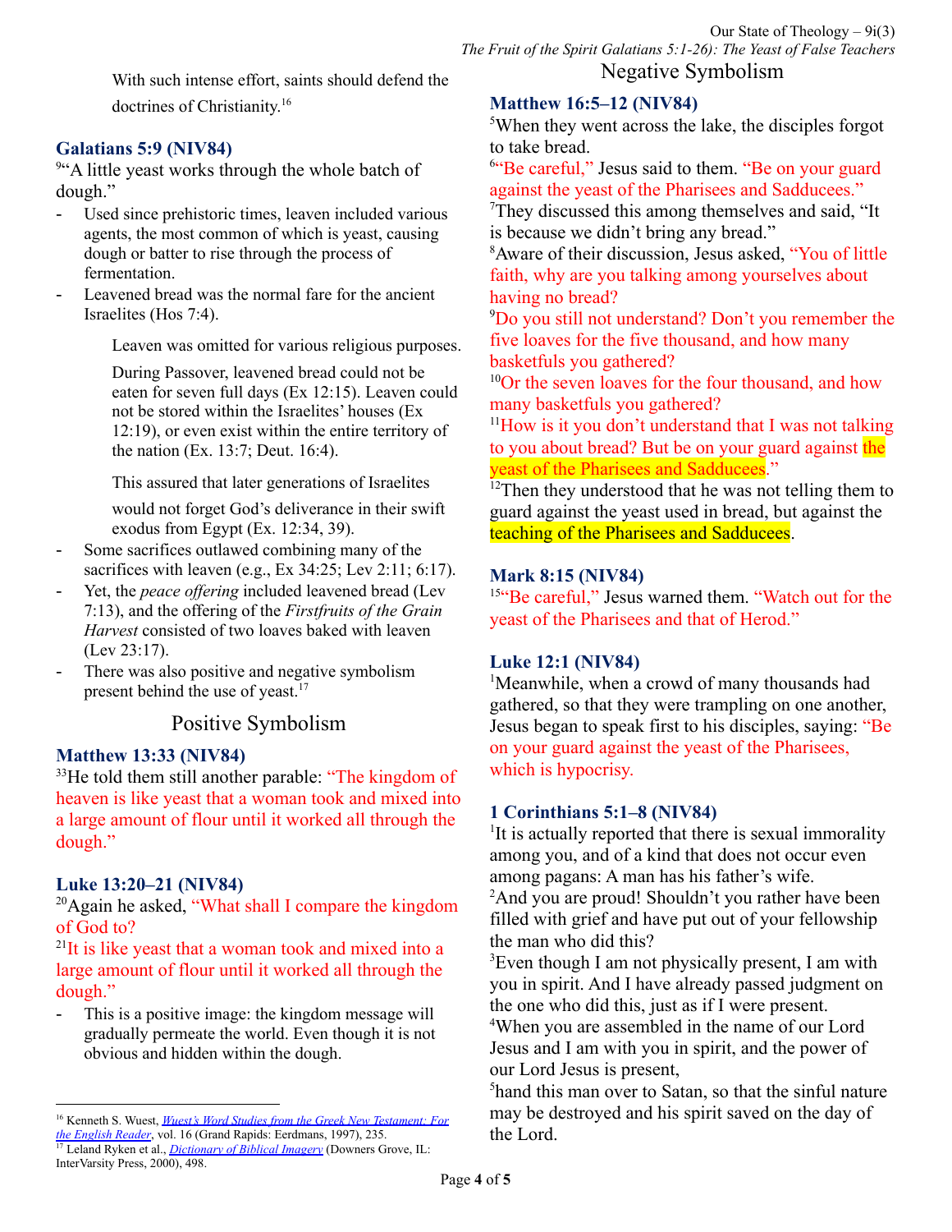With such intense effort, saints should defend the doctrines of Christianity.[16]

**Galatians 5:9 (NIV84)**
[9]"A little yeast works through the whole batch of dough."

- Used since prehistoric times, leaven included various agents, the most common of which is yeast, causing dough or batter to rise through the process of fermentation.
- Leavened bread was the normal fare for the ancient Israelites (Hos 7:4).

  Leaven was omitted for various religious purposes.

  During Passover, leavened bread could not be eaten for seven full days (Ex 12:15). Leaven could not be stored within the Israelites' houses (Ex 12:19), or even exist within the entire territory of the nation (Ex. 13:7; Deut. 16:4).

  This assured that later generations of Israelites would not forget God's deliverance in their swift exodus from Egypt (Ex. 12:34, 39).

- Some sacrifices outlawed combining many of the sacrifices with leaven (e.g., Ex 34:25; Lev 2:11; 6:17).
- Yet, the *peace offering* included leavened bread (Lev 7:13), and the offering of the *Firstfruits of the Grain Harvest* consisted of two loaves baked with leaven (Lev 23:17).
- There was also positive and negative symbolism present behind the use of yeast.[17]

## Positive Symbolism

**Matthew 13:33 (NIV84)**
[33]He told them still another parable: "The kingdom of heaven is like yeast that a woman took and mixed into a large amount of flour until it worked all through the dough."

**Luke 13:20–21 (NIV84)**
[20]Again he asked, "What shall I compare the kingdom of God to?
[21]It is like yeast that a woman took and mixed into a large amount of flour until it worked all through the dough."

- This is a positive image: the kingdom message will gradually permeate the world. Even though it is not obvious and hidden within the dough.

## Negative Symbolism

**Matthew 16:5–12 (NIV84)**
[5]When they went across the lake, the disciples forgot to take bread.
[6]"Be careful," Jesus said to them. "Be on your guard against the yeast of the Pharisees and Sadducees."
[7]They discussed this among themselves and said, "It is because we didn't bring any bread."
[8]Aware of their discussion, Jesus asked, "You of little faith, why are you talking among yourselves about having no bread?
[9]Do you still not understand? Don't you remember the five loaves for the five thousand, and how many basketfuls you gathered?
[10]Or the seven loaves for the four thousand, and how many basketfuls you gathered?
[11]How is it you don't understand that I was not talking to you about bread? But be on your guard against the yeast of the Pharisees and Sadducees."
[12]Then they understood that he was not telling them to guard against the yeast used in bread, but against the teaching of the Pharisees and Sadducees.

**Mark 8:15 (NIV84)**
[15]"Be careful," Jesus warned them. "Watch out for the yeast of the Pharisees and that of Herod."

**Luke 12:1 (NIV84)**
[1]Meanwhile, when a crowd of many thousands had gathered, so that they were trampling on one another, Jesus began to speak first to his disciples, saying: "Be on your guard against the yeast of the Pharisees, which is hypocrisy.

**1 Corinthians 5:1–8 (NIV84)**
[1]It is actually reported that there is sexual immorality among you, and of a kind that does not occur even among pagans: A man has his father's wife.
[2]And you are proud! Shouldn't you rather have been filled with grief and have put out of your fellowship the man who did this?
[3]Even though I am not physically present, I am with you in spirit. And I have already passed judgment on the one who did this, just as if I were present.
[4]When you are assembled in the name of our Lord Jesus and I am with you in spirit, and the power of our Lord Jesus is present,
[5]hand this man over to Satan, so that the sinful nature may be destroyed and his spirit saved on the day of the Lord.

---

[16] Kenneth S. Wuest, *Wuest's Word Studies from the Greek New Testament: For the English Reader*, vol. 16 (Grand Rapids: Eerdmans, 1997), 235.
[17] Leland Ryken et al., *Dictionary of Biblical Imagery* (Downers Grove, IL: InterVarsity Press, 2000), 498.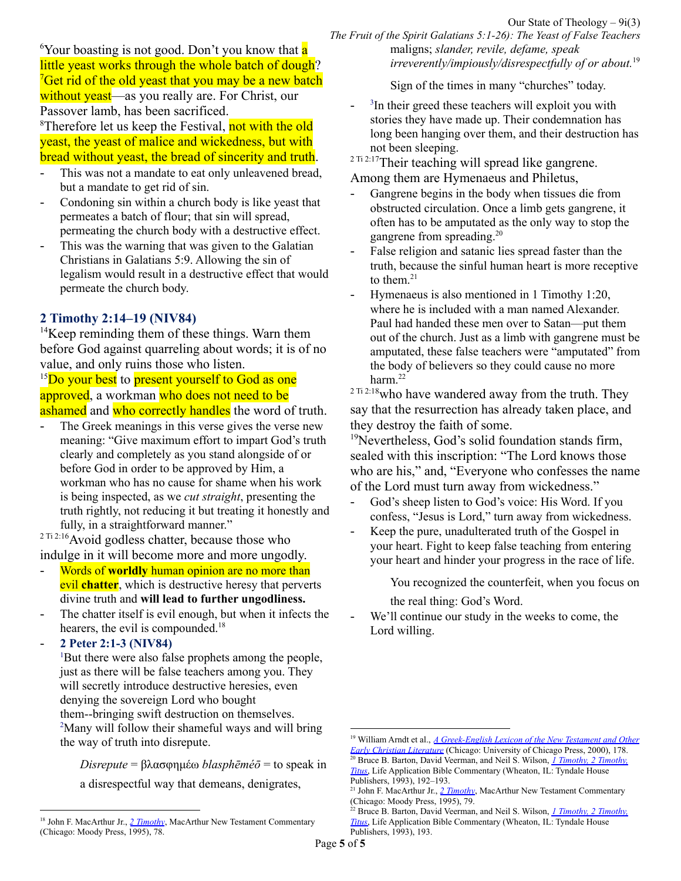[6]Your boasting is not good. Don't you know that a little yeast works through the whole batch of dough? [7]Get rid of the old yeast that you may be a new batch without yeast—as you really are. For Christ, our Passover lamb, has been sacrificed.
[8]Therefore let us keep the Festival, not with the old yeast, the yeast of malice and wickedness, but with bread without yeast, the bread of sincerity and truth.

- This was not a mandate to eat only unleavened bread, but a mandate to get rid of sin.
- Condoning sin within a church body is like yeast that permeates a batch of flour; that sin will spread, permeating the church body with a destructive effect.
- This was the warning that was given to the Galatian Christians in Galatians 5:9. Allowing the sin of legalism would result in a destructive effect that would permeate the church body.

## 2 Timothy 2:14–19 (NIV84)

[14]Keep reminding them of these things. Warn them before God against quarreling about words; it is of no value, and only ruins those who listen.
[15]Do your best to present yourself to God as one approved, a workman who does not need to be ashamed and who correctly handles the word of truth.

- The Greek meanings in this verse gives the verse new meaning: "Give maximum effort to impart God's truth clearly and completely as you stand alongside of or before God in order to be approved by Him, a workman who has no cause for shame when his work is being inspected, as we *cut straight*, presenting the truth rightly, not reducing it but treating it honestly and fully, in a straightforward manner."

[2 Ti 2:16]Avoid godless chatter, because those who indulge in it will become more and more ungodly.

- Words of **worldly** human opinion are no more than evil **chatter**, which is destructive heresy that perverts divine truth and **will lead to further ungodliness.**
- The chatter itself is evil enough, but when it infects the hearers, the evil is compounded.[18]
- **2 Peter 2:1-3 (NIV84)**
  [1]But there were also false prophets among the people, just as there will be false teachers among you. They will secretly introduce destructive heresies, even denying the sovereign Lord who bought them--bringing swift destruction on themselves.
  [2]Many will follow their shameful ways and will bring the way of truth into disrepute.

  *Disrepute* = βλασφημέω *blasphēméō* = to speak in a disrespectful way that demeans, denigrates, maligns; *slander, revile, defame, speak irreverently/impiously/disrespectfully of or about.*[19]

  Sign of the times in many "churches" today.

- [3]In their greed these teachers will exploit you with stories they have made up. Their condemnation has long been hanging over them, and their destruction has not been sleeping.

[2 Ti 2:17]Their teaching will spread like gangrene. Among them are Hymenaeus and Philetus,

- Gangrene begins in the body when tissues die from obstructed circulation. Once a limb gets gangrene, it often has to be amputated as the only way to stop the gangrene from spreading.[20]
- False religion and satanic lies spread faster than the truth, because the sinful human heart is more receptive to them.[21]
- Hymenaeus is also mentioned in 1 Timothy 1:20, where he is included with a man named Alexander. Paul had handed these men over to Satan—put them out of the church. Just as a limb with gangrene must be amputated, these false teachers were "amputated" from the body of believers so they could cause no more harm.[22]

[2 Ti 2:18]who have wandered away from the truth. They say that the resurrection has already taken place, and they destroy the faith of some.
[19]Nevertheless, God's solid foundation stands firm, sealed with this inscription: "The Lord knows those who are his," and, "Everyone who confesses the name of the Lord must turn away from wickedness."

- God's sheep listen to God's voice: His Word. If you confess, "Jesus is Lord," turn away from wickedness.
- Keep the pure, unadulterated truth of the Gospel in your heart. Fight to keep false teaching from entering your heart and hinder your progress in the race of life.

  You recognized the counterfeit, when you focus on the real thing: God's Word.

- We'll continue our study in the weeks to come, the Lord willing.

---

[18] John F. MacArthur Jr., *2 Timothy*, MacArthur New Testament Commentary (Chicago: Moody Press, 1995), 78.

[19] William Arndt et al., *A Greek-English Lexicon of the New Testament and Other Early Christian Literature* (Chicago: University of Chicago Press, 2000), 178.

[20] Bruce B. Barton, David Veerman, and Neil S. Wilson, *1 Timothy, 2 Timothy, Titus*, Life Application Bible Commentary (Wheaton, IL: Tyndale House Publishers, 1993), 192–193.

[21] John F. MacArthur Jr., *2 Timothy*, MacArthur New Testament Commentary (Chicago: Moody Press, 1995), 79.

[22] Bruce B. Barton, David Veerman, and Neil S. Wilson, *1 Timothy, 2 Timothy, Titus*, Life Application Bible Commentary (Wheaton, IL: Tyndale House Publishers, 1993), 193.